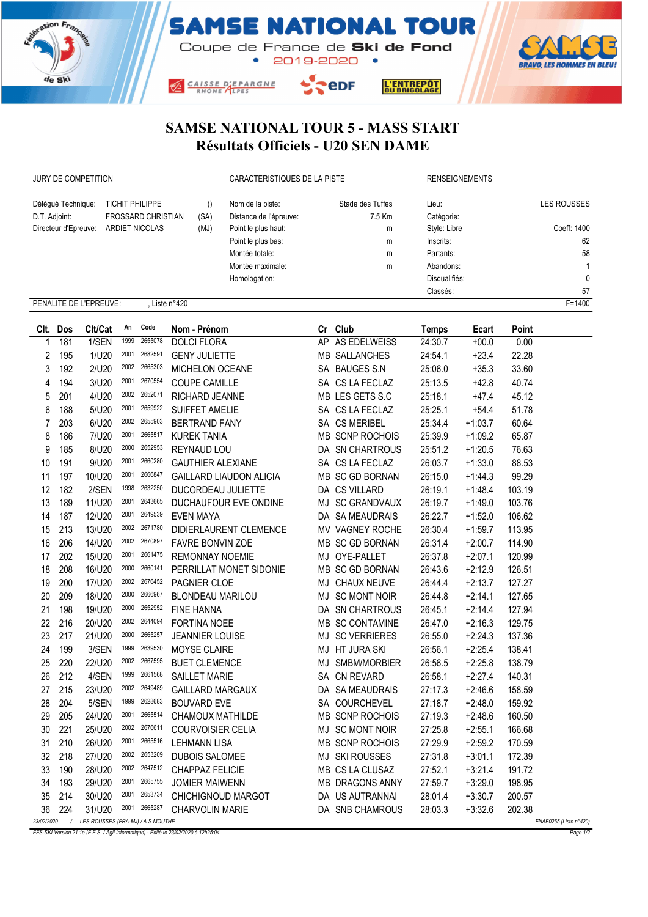SAMSE NATIONAL TOUR
Coupe de France de Ski de Fond
• 2019-2020 •

# SAMSE NATIONAL TOUR 5 - MASS START
## Résultats Officiels - U20 SEN DAME

| JURY DE COMPETITION | | | CARACTERISTIQUES DE LA PISTE | | RENSEIGNEMENTS | |
|---|---|---|---|---|---|---|
| Délégué Technique: | TICHIT PHILIPPE | () | Nom de la piste: | Stade des Tuffes | Lieu: | LES ROUSSES |
| D.T. Adjoint: | FROSSARD CHRISTIAN | (SA) | Distance de l'épreuve: | 7.5 Km | Catégorie: | |
| Directeur d'Epreuve: | ARDIET NICOLAS | (MJ) | Point le plus haut: | m | Style: Libre | Coeff: 1400 |
| | | | Point le plus bas: | m | Inscrits: | 62 |
| | | | Montée totale: | m | Partants: | 58 |
| | | | Montée maximale: | m | Abandons: | 1 |
| | | | Homologation: | | Disqualifiés: | 0 |
| | | | | | Classés: | 57 |

PENALITE DE L'EPREUVE: , Liste n°420 F=1400

| Clt. | Dos | Clt/Cat | An | Code | Nom - Prénom | Cr | Club | Temps | Ecart | Point |
|---|---|---|---|---|---|---|---|---|---|---|
| 1 | 181 | 1/SEN | 1999 | 2655078 | DOLCI FLORA | AP | AS EDELWEISS | 24:30.7 | +00.0 | 0.00 |
| 2 | 195 | 1/U20 | 2001 | 2682591 | GENY JULIETTE | MB | SALLANCHES | 24:54.1 | +23.4 | 22.28 |
| 3 | 192 | 2/U20 | 2002 | 2665303 | MICHELON OCEANE | SA | BAUGES S.N | 25:06.0 | +35.3 | 33.60 |
| 4 | 194 | 3/U20 | 2001 | 2670554 | COUPE CAMILLE | SA | CS LA FECLAZ | 25:13.5 | +42.8 | 40.74 |
| 5 | 201 | 4/U20 | 2002 | 2652071 | RICHARD JEANNE | MB | LES GETS S.C | 25:18.1 | +47.4 | 45.12 |
| 6 | 188 | 5/U20 | 2001 | 2659922 | SUIFFET AMELIE | SA | CS LA FECLAZ | 25:25.1 | +54.4 | 51.78 |
| 7 | 203 | 6/U20 | 2002 | 2655903 | BERTRAND FANY | SA | CS MERIBEL | 25:34.4 | +1:03.7 | 60.64 |
| 8 | 186 | 7/U20 | 2001 | 2665517 | KUREK TANIA | MB | SCNP ROCHOIS | 25:39.9 | +1:09.2 | 65.87 |
| 9 | 185 | 8/U20 | 2000 | 2652953 | REYNAUD LOU | DA | SN CHARTROUS | 25:51.2 | +1:20.5 | 76.63 |
| 10 | 191 | 9/U20 | 2001 | 2660280 | GAUTHIER ALEXIANE | SA | CS LA FECLAZ | 26:03.7 | +1:33.0 | 88.53 |
| 11 | 197 | 10/U20 | 2001 | 2666847 | GAILLARD LIAUDON ALICIA | MB | SC GD BORNAN | 26:15.0 | +1:44.3 | 99.29 |
| 12 | 182 | 2/SEN | 1998 | 2632250 | DUCORDEAU JULIETTE | DA | CS VILLARD | 26:19.1 | +1:48.4 | 103.19 |
| 13 | 189 | 11/U20 | 2001 | 2643665 | DUCHAUFOUR EVE ONDINE | MJ | SC GRANDVAUX | 26:19.7 | +1:49.0 | 103.76 |
| 14 | 187 | 12/U20 | 2001 | 2649539 | EVEN MAYA | DA | SA MEAUDRAIS | 26:22.7 | +1:52.0 | 106.62 |
| 15 | 213 | 13/U20 | 2002 | 2671780 | DIDIERLAURENT CLEMENCE | MV | VAGNEY ROCHE | 26:30.4 | +1:59.7 | 113.95 |
| 16 | 206 | 14/U20 | 2002 | 2670897 | FAVRE BONVIN ZOE | MB | SC GD BORNAN | 26:31.4 | +2:00.7 | 114.90 |
| 17 | 202 | 15/U20 | 2001 | 2661475 | REMONNAY NOEMIE | MJ | OYE-PALLET | 26:37.8 | +2:07.1 | 120.99 |
| 18 | 208 | 16/U20 | 2000 | 2660141 | PERRILLAT MONET SIDONIE | MB | SC GD BORNAN | 26:43.6 | +2:12.9 | 126.51 |
| 19 | 200 | 17/U20 | 2002 | 2676452 | PAGNIER CLOE | MJ | CHAUX NEUVE | 26:44.4 | +2:13.7 | 127.27 |
| 20 | 209 | 18/U20 | 2000 | 2666967 | BLONDEAU MARILOU | MJ | SC MONT NOIR | 26:44.8 | +2:14.1 | 127.65 |
| 21 | 198 | 19/U20 | 2000 | 2652952 | FINE HANNA | DA | SN CHARTROUS | 26:45.1 | +2:14.4 | 127.94 |
| 22 | 216 | 20/U20 | 2002 | 2644094 | FORTINA NOEE | MB | SC CONTAMINE | 26:47.0 | +2:16.3 | 129.75 |
| 23 | 217 | 21/U20 | 2000 | 2665257 | JEANNIER LOUISE | MJ | SC VERRIERES | 26:55.0 | +2:24.3 | 137.36 |
| 24 | 199 | 3/SEN | 1999 | 2639530 | MOYSE CLAIRE | MJ | HT JURA SKI | 26:56.1 | +2:25.4 | 138.41 |
| 25 | 220 | 22/U20 | 2002 | 2667595 | BUET CLEMENCE | MJ | SMBM/MORBIER | 26:56.5 | +2:25.8 | 138.79 |
| 26 | 212 | 4/SEN | 1999 | 2661568 | SAILLET MARIE | SA | CN REVARD | 26:58.1 | +2:27.4 | 140.31 |
| 27 | 215 | 23/U20 | 2002 | 2649489 | GAILLARD MARGAUX | DA | SA MEAUDRAIS | 27:17.3 | +2:46.6 | 158.59 |
| 28 | 204 | 5/SEN | 1999 | 2628683 | BOUVARD EVE | SA | COURCHEVEL | 27:18.7 | +2:48.0 | 159.92 |
| 29 | 205 | 24/U20 | 2001 | 2665514 | CHAMOUX MATHILDE | MB | SCNP ROCHOIS | 27:19.3 | +2:48.6 | 160.50 |
| 30 | 221 | 25/U20 | 2002 | 2676611 | COURVOISIER CELIA | MJ | SC MONT NOIR | 27:25.8 | +2:55.1 | 166.68 |
| 31 | 210 | 26/U20 | 2001 | 2665516 | LEHMANN LISA | MB | SCNP ROCHOIS | 27:29.9 | +2:59.2 | 170.59 |
| 32 | 218 | 27/U20 | 2002 | 2653209 | DUBOIS SALOMEE | MJ | SKI ROUSSES | 27:31.8 | +3:01.1 | 172.39 |
| 33 | 190 | 28/U20 | 2002 | 2647512 | CHAPPAZ FELICIE | MB | CS LA CLUSAZ | 27:52.1 | +3:21.4 | 191.72 |
| 34 | 193 | 29/U20 | 2001 | 2665755 | JOMIER MAIWENN | MB | DRAGONS ANNY | 27:59.7 | +3:29.0 | 198.95 |
| 35 | 214 | 30/U20 | 2001 | 2653734 | CHICHIGNOUD MARGOT | DA | US AUTRANNAI | 28:01.4 | +3:30.7 | 200.57 |
| 36 | 224 | 31/U20 | 2001 | 2665287 | CHARVOLIN MARIE | DA | SNB CHAMROUS | 28:03.3 | +3:32.6 | 202.38 |

23/02/2020 / LES ROUSSES (FRA-MJ) / A.S MOUTHE FNAF0265 (Liste n°420)

FFS-SKI Version 21.1e (F.F.S. / Agil Informatique) - Edité le 23/02/2020 à 12h25:04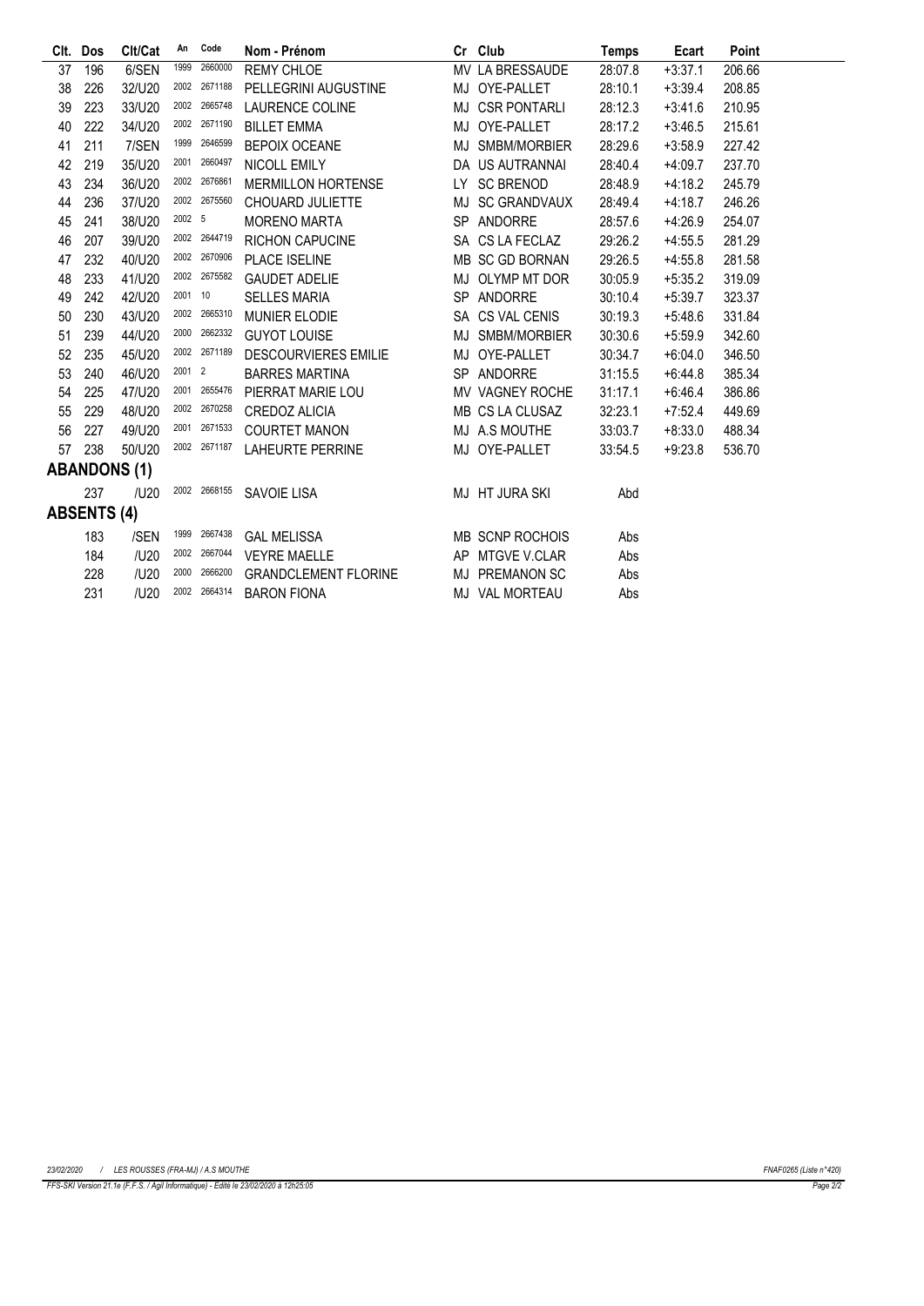| Clt. | Dos | Clt/Cat | An | Code | Nom - Prénom | Cr | Club | Temps | Ecart | Point |
|---|---|---|---|---|---|---|---|---|---|---|
| 37 | 196 | 6/SEN | 1999 | 2660000 | REMY CHLOE | MV | LA BRESSAUDE | 28:07.8 | +3:37.1 | 206.66 |
| 38 | 226 | 32/U20 | 2002 | 2671188 | PELLEGRINI AUGUSTINE | MJ | OYE-PALLET | 28:10.1 | +3:39.4 | 208.85 |
| 39 | 223 | 33/U20 | 2002 | 2665748 | LAURENCE COLINE | MJ | CSR PONTARLI | 28:12.3 | +3:41.6 | 210.95 |
| 40 | 222 | 34/U20 | 2002 | 2671190 | BILLET EMMA | MJ | OYE-PALLET | 28:17.2 | +3:46.5 | 215.61 |
| 41 | 211 | 7/SEN | 1999 | 2646599 | BEPOIX OCEANE | MJ | SMBM/MORBIER | 28:29.6 | +3:58.9 | 227.42 |
| 42 | 219 | 35/U20 | 2001 | 2660497 | NICOLL EMILY | DA | US AUTRANNAI | 28:40.4 | +4:09.7 | 237.70 |
| 43 | 234 | 36/U20 | 2002 | 2676861 | MERMILLON HORTENSE | LY | SC BRENOD | 28:48.9 | +4:18.2 | 245.79 |
| 44 | 236 | 37/U20 | 2002 | 2675560 | CHOUARD JULIETTE | MJ | SC GRANDVAUX | 28:49.4 | +4:18.7 | 246.26 |
| 45 | 241 | 38/U20 | 2002 | 5 | MORENO MARTA | SP | ANDORRE | 28:57.6 | +4:26.9 | 254.07 |
| 46 | 207 | 39/U20 | 2002 | 2644719 | RICHON CAPUCINE | SA | CS LA FECLAZ | 29:26.2 | +4:55.5 | 281.29 |
| 47 | 232 | 40/U20 | 2002 | 2670906 | PLACE ISELINE | MB | SC GD BORNAN | 29:26.5 | +4:55.8 | 281.58 |
| 48 | 233 | 41/U20 | 2002 | 2675582 | GAUDET ADELIE | MJ | OLYMP MT DOR | 30:05.9 | +5:35.2 | 319.09 |
| 49 | 242 | 42/U20 | 2001 | 10 | SELLES MARIA | SP | ANDORRE | 30:10.4 | +5:39.7 | 323.37 |
| 50 | 230 | 43/U20 | 2002 | 2665310 | MUNIER ELODIE | SA | CS VAL CENIS | 30:19.3 | +5:48.6 | 331.84 |
| 51 | 239 | 44/U20 | 2000 | 2662332 | GUYOT LOUISE | MJ | SMBM/MORBIER | 30:30.6 | +5:59.9 | 342.60 |
| 52 | 235 | 45/U20 | 2002 | 2671189 | DESCOURVIERES EMILIE | MJ | OYE-PALLET | 30:34.7 | +6:04.0 | 346.50 |
| 53 | 240 | 46/U20 | 2001 | 2 | BARRES MARTINA | SP | ANDORRE | 31:15.5 | +6:44.8 | 385.34 |
| 54 | 225 | 47/U20 | 2001 | 2655476 | PIERRAT MARIE LOU | MV | VAGNEY ROCHE | 31:17.1 | +6:46.4 | 386.86 |
| 55 | 229 | 48/U20 | 2002 | 2670258 | CREDOZ ALICIA | MB | CS LA CLUSAZ | 32:23.1 | +7:52.4 | 449.69 |
| 56 | 227 | 49/U20 | 2001 | 2671533 | COURTET MANON | MJ | A.S MOUTHE | 33:03.7 | +8:33.0 | 488.34 |
| 57 | 238 | 50/U20 | 2002 | 2671187 | LAHEURTE PERRINE | MJ | OYE-PALLET | 33:54.5 | +9:23.8 | 536.70 |

**ABANDONS (1)**

| Clt. | Dos | Clt/Cat | An | Code | Nom - Prénom | Cr | Club | Temps |
|---|---|---|---|---|---|---|---|---|
| | 237 | /U20 | 2002 | 2668155 | SAVOIE LISA | MJ | HT JURA SKI | Abd |

**ABSENTS (4)**

| Clt. | Dos | Clt/Cat | An | Code | Nom - Prénom | Cr | Club | Temps |
|---|---|---|---|---|---|---|---|---|
| | 183 | /SEN | 1999 | 2667438 | GAL MELISSA | MB | SCNP ROCHOIS | Abs |
| | 184 | /U20 | 2002 | 2667044 | VEYRE MAELLE | AP | MTGVE V.CLAR | Abs |
| | 228 | /U20 | 2000 | 2666200 | GRANDCLEMENT FLORINE | MJ | PREMANON SC | Abs |
| | 231 | /U20 | 2002 | 2664314 | BARON FIONA | MJ | VAL MORTEAU | Abs |

*23/02/2020 / LES ROUSSES (FRA-MJ) / A.S MOUTHE* *FNAF0265 (Liste n°420)*

*FFS-SKI Version 21.1e (F.F.S. / Agil Informatique) - Edité le 23/02/2020 à 12h25:05*